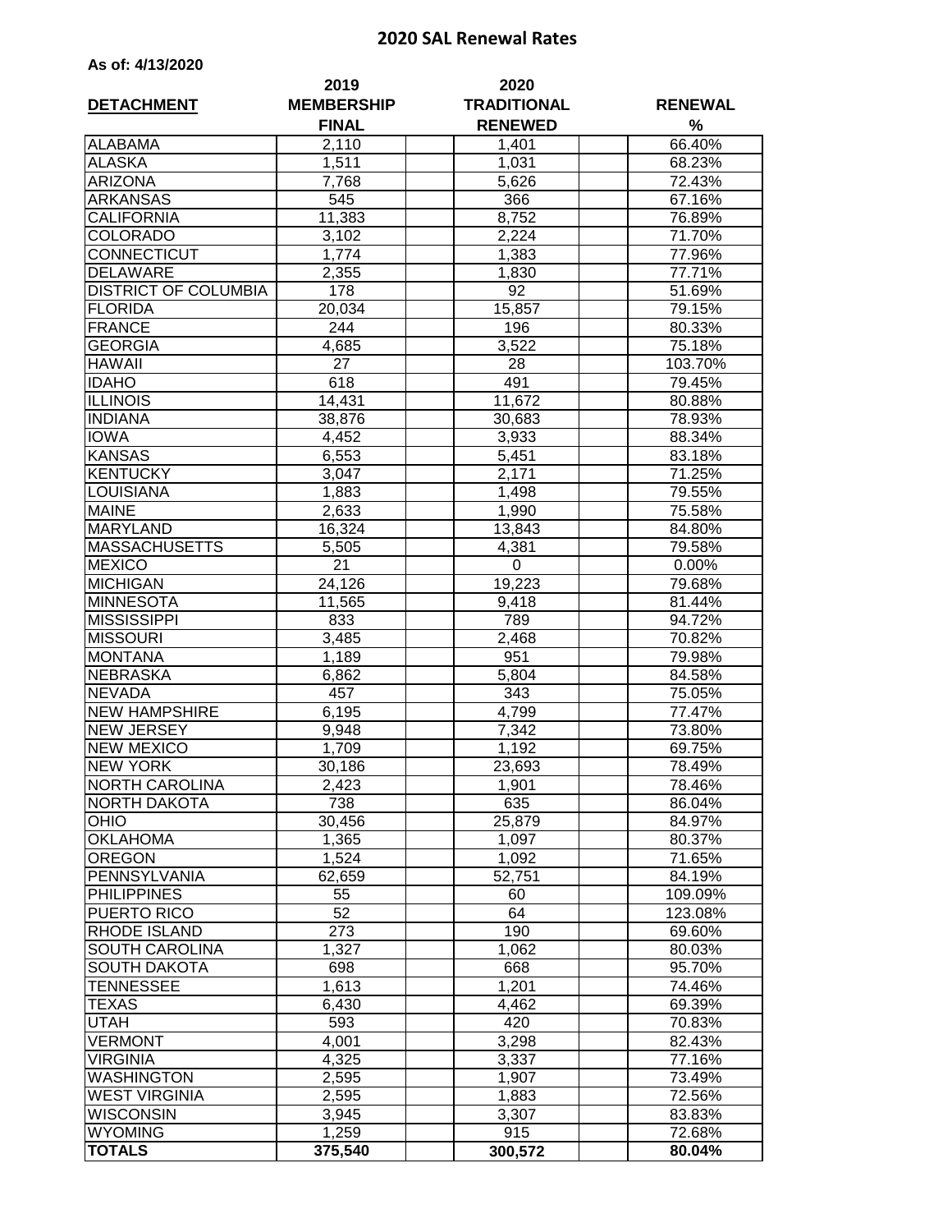# 2020 SAL Renewal Rates

**As of: 4/13/2020**

| DETACHMENT | 2019 MEMBERSHIP FINAL | 2020 TRADITIONAL RENEWED | RENEWAL % |
|---|---|---|---|
| ALABAMA | 2,110 | 1,401 | 66.40% |
| ALASKA | 1,511 | 1,031 | 68.23% |
| ARIZONA | 7,768 | 5,626 | 72.43% |
| ARKANSAS | 545 | 366 | 67.16% |
| CALIFORNIA | 11,383 | 8,752 | 76.89% |
| COLORADO | 3,102 | 2,224 | 71.70% |
| CONNECTICUT | 1,774 | 1,383 | 77.96% |
| DELAWARE | 2,355 | 1,830 | 77.71% |
| DISTRICT OF COLUMBIA | 178 | 92 | 51.69% |
| FLORIDA | 20,034 | 15,857 | 79.15% |
| FRANCE | 244 | 196 | 80.33% |
| GEORGIA | 4,685 | 3,522 | 75.18% |
| HAWAII | 27 | 28 | 103.70% |
| IDAHO | 618 | 491 | 79.45% |
| ILLINOIS | 14,431 | 11,672 | 80.88% |
| INDIANA | 38,876 | 30,683 | 78.93% |
| IOWA | 4,452 | 3,933 | 88.34% |
| KANSAS | 6,553 | 5,451 | 83.18% |
| KENTUCKY | 3,047 | 2,171 | 71.25% |
| LOUISIANA | 1,883 | 1,498 | 79.55% |
| MAINE | 2,633 | 1,990 | 75.58% |
| MARYLAND | 16,324 | 13,843 | 84.80% |
| MASSACHUSETTS | 5,505 | 4,381 | 79.58% |
| MEXICO | 21 | 0 | 0.00% |
| MICHIGAN | 24,126 | 19,223 | 79.68% |
| MINNESOTA | 11,565 | 9,418 | 81.44% |
| MISSISSIPPI | 833 | 789 | 94.72% |
| MISSOURI | 3,485 | 2,468 | 70.82% |
| MONTANA | 1,189 | 951 | 79.98% |
| NEBRASKA | 6,862 | 5,804 | 84.58% |
| NEVADA | 457 | 343 | 75.05% |
| NEW HAMPSHIRE | 6,195 | 4,799 | 77.47% |
| NEW JERSEY | 9,948 | 7,342 | 73.80% |
| NEW MEXICO | 1,709 | 1,192 | 69.75% |
| NEW YORK | 30,186 | 23,693 | 78.49% |
| NORTH CAROLINA | 2,423 | 1,901 | 78.46% |
| NORTH DAKOTA | 738 | 635 | 86.04% |
| OHIO | 30,456 | 25,879 | 84.97% |
| OKLAHOMA | 1,365 | 1,097 | 80.37% |
| OREGON | 1,524 | 1,092 | 71.65% |
| PENNSYLVANIA | 62,659 | 52,751 | 84.19% |
| PHILIPPINES | 55 | 60 | 109.09% |
| PUERTO RICO | 52 | 64 | 123.08% |
| RHODE ISLAND | 273 | 190 | 69.60% |
| SOUTH CAROLINA | 1,327 | 1,062 | 80.03% |
| SOUTH DAKOTA | 698 | 668 | 95.70% |
| TENNESSEE | 1,613 | 1,201 | 74.46% |
| TEXAS | 6,430 | 4,462 | 69.39% |
| UTAH | 593 | 420 | 70.83% |
| VERMONT | 4,001 | 3,298 | 82.43% |
| VIRGINIA | 4,325 | 3,337 | 77.16% |
| WASHINGTON | 2,595 | 1,907 | 73.49% |
| WEST VIRGINIA | 2,595 | 1,883 | 72.56% |
| WISCONSIN | 3,945 | 3,307 | 83.83% |
| WYOMING | 1,259 | 915 | 72.68% |
| **TOTALS** | **375,540** | **300,572** | **80.04%** |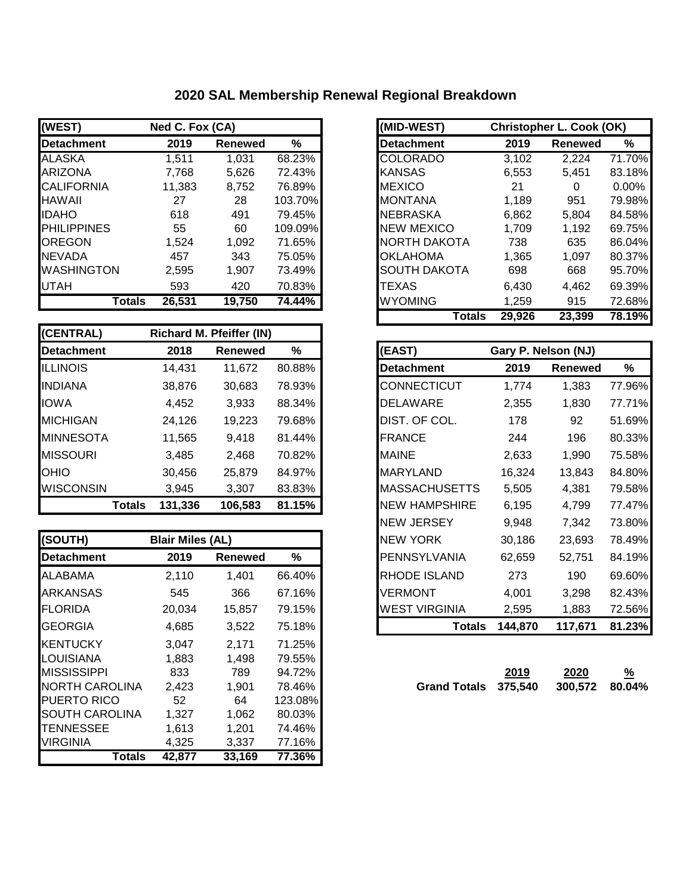# 2020 SAL Membership Renewal Regional Breakdown

| (WEST) | Ned C. Fox (CA) | | |
|---|---|---|---|
| Detachment | 2019 | Renewed | % |
| ALASKA | 1,511 | 1,031 | 68.23% |
| ARIZONA | 7,768 | 5,626 | 72.43% |
| CALIFORNIA | 11,383 | 8,752 | 76.89% |
| HAWAII | 27 | 28 | 103.70% |
| IDAHO | 618 | 491 | 79.45% |
| PHILIPPINES | 55 | 60 | 109.09% |
| OREGON | 1,524 | 1,092 | 71.65% |
| NEVADA | 457 | 343 | 75.05% |
| WASHINGTON | 2,595 | 1,907 | 73.49% |
| UTAH | 593 | 420 | 70.83% |
| **Totals** | **26,531** | **19,750** | **74.44%** |

| (MID-WEST) | Christopher L. Cook (OK) | | |
|---|---|---|---|
| Detachment | 2019 | Renewed | % |
| COLORADO | 3,102 | 2,224 | 71.70% |
| KANSAS | 6,553 | 5,451 | 83.18% |
| MEXICO | 21 | 0 | 0.00% |
| MONTANA | 1,189 | 951 | 79.98% |
| NEBRASKA | 6,862 | 5,804 | 84.58% |
| NEW MEXICO | 1,709 | 1,192 | 69.75% |
| NORTH DAKOTA | 738 | 635 | 86.04% |
| OKLAHOMA | 1,365 | 1,097 | 80.37% |
| SOUTH DAKOTA | 698 | 668 | 95.70% |
| TEXAS | 6,430 | 4,462 | 69.39% |
| WYOMING | 1,259 | 915 | 72.68% |
| **Totals** | **29,926** | **23,399** | **78.19%** |

| (CENTRAL) | Richard M. Pfeiffer (IN) | | |
|---|---|---|---|
| Detachment | 2018 | Renewed | % |
| ILLINOIS | 14,431 | 11,672 | 80.88% |
| INDIANA | 38,876 | 30,683 | 78.93% |
| IOWA | 4,452 | 3,933 | 88.34% |
| MICHIGAN | 24,126 | 19,223 | 79.68% |
| MINNESOTA | 11,565 | 9,418 | 81.44% |
| MISSOURI | 3,485 | 2,468 | 70.82% |
| OHIO | 30,456 | 25,879 | 84.97% |
| WISCONSIN | 3,945 | 3,307 | 83.83% |
| **Totals** | **131,336** | **106,583** | **81.15%** |

| (EAST) | Gary P. Nelson (NJ) | | |
|---|---|---|---|
| Detachment | 2019 | Renewed | % |
| CONNECTICUT | 1,774 | 1,383 | 77.96% |
| DELAWARE | 2,355 | 1,830 | 77.71% |
| DIST. OF COL. | 178 | 92 | 51.69% |
| FRANCE | 244 | 196 | 80.33% |
| MAINE | 2,633 | 1,990 | 75.58% |
| MARYLAND | 16,324 | 13,843 | 84.80% |
| MASSACHUSETTS | 5,505 | 4,381 | 79.58% |
| NEW HAMPSHIRE | 6,195 | 4,799 | 77.47% |
| NEW JERSEY | 9,948 | 7,342 | 73.80% |
| NEW YORK | 30,186 | 23,693 | 78.49% |
| PENNSYLVANIA | 62,659 | 52,751 | 84.19% |
| RHODE ISLAND | 273 | 190 | 69.60% |
| VERMONT | 4,001 | 3,298 | 82.43% |
| WEST VIRGINIA | 2,595 | 1,883 | 72.56% |
| **Totals** | **144,870** | **117,671** | **81.23%** |

| (SOUTH) | Blair Miles (AL) | | |
|---|---|---|---|
| Detachment | 2019 | Renewed | % |
| ALABAMA | 2,110 | 1,401 | 66.40% |
| ARKANSAS | 545 | 366 | 67.16% |
| FLORIDA | 20,034 | 15,857 | 79.15% |
| GEORGIA | 4,685 | 3,522 | 75.18% |
| KENTUCKY | 3,047 | 2,171 | 71.25% |
| LOUISIANA | 1,883 | 1,498 | 79.55% |
| MISSISSIPPI | 833 | 789 | 94.72% |
| NORTH CAROLINA | 2,423 | 1,901 | 78.46% |
| PUERTO RICO | 52 | 64 | 123.08% |
| SOUTH CAROLINA | 1,327 | 1,062 | 80.03% |
| TENNESSEE | 1,613 | 1,201 | 74.46% |
| VIRGINIA | 4,325 | 3,337 | 77.16% |
| **Totals** | **42,877** | **33,169** | **77.36%** |

| | 2019 | 2020 | % |
|---|---|---|---|
| **Grand Totals** | **375,540** | **300,572** | **80.04%** |